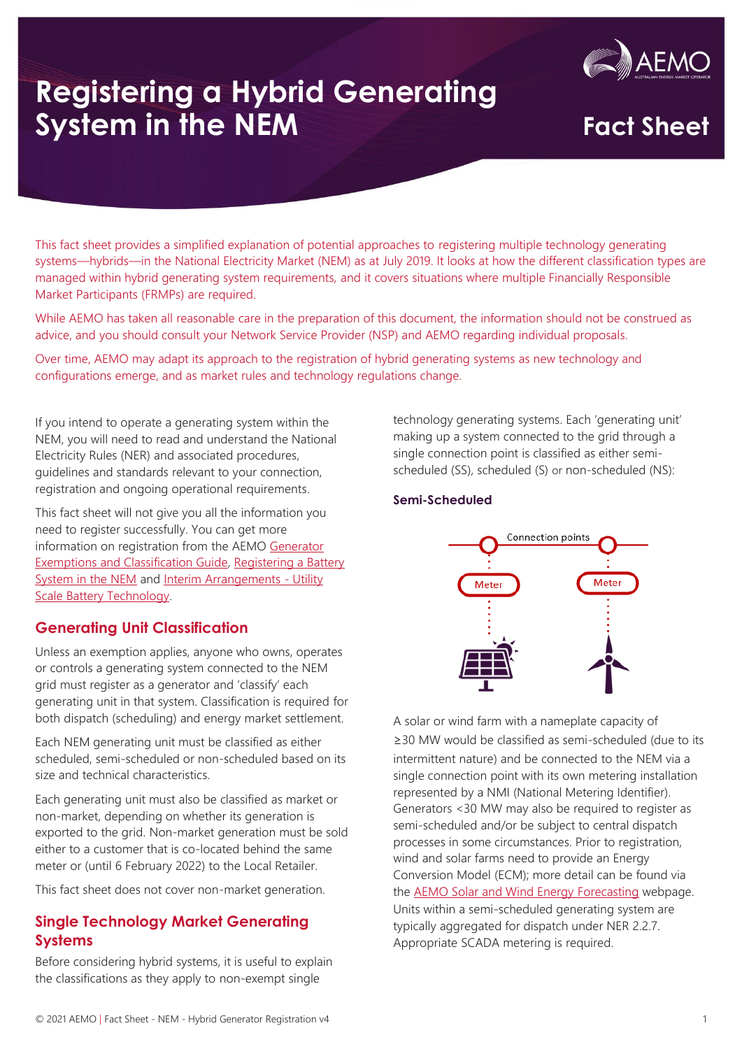# Registering a Hybrid Generating System in the NEM

Fact Sheet

This fact sheet provides a simplified explanation of potential approaches to registering multiple technology generating systems—hybrids—in the National Electricity Market (NEM) as at July 2019. It looks at how the different classification types are managed within hybrid generating system requirements, and it covers situations where multiple Financially Responsible Market Participants (FRMPs) are required.

While AEMO has taken all reasonable care in the preparation of this document, the information should not be construed as advice, and you should consult your Network Service Provider (NSP) and AEMO regarding individual proposals.

Over time, AEMO may adapt its approach to the registration of hybrid generating systems as new technology and configurations emerge, and as market rules and technology regulations change.

If you intend to operate a generating system within the NEM, you will need to read and understand the National Electricity Rules (NER) and associated procedures, guidelines and standards relevant to your connection, registration and ongoing operational requirements.

This fact sheet will not give you all the information you need to register successfully. You can get more information on registration from the AEMO Generator Exemptions and Classification Guide, Registering a Battery System in the NEM and Interim Arrangements - Utility Scale Battery Technology.

## Generating Unit Classification

Unless an exemption applies, anyone who owns, operates or controls a generating system connected to the NEM grid must register as a generator and 'classify' each generating unit in that system. Classification is required for both dispatch (scheduling) and energy market settlement.

Each NEM generating unit must be classified as either scheduled, semi-scheduled or non-scheduled based on its size and technical characteristics.

Each generating unit must also be classified as market or non-market, depending on whether its generation is exported to the grid. Non-market generation must be sold either to a customer that is co-located behind the same meter or (until 6 February 2022) to the Local Retailer.

This fact sheet does not cover non-market generation.

## Single Technology Market Generating Systems

Before considering hybrid systems, it is useful to explain the classifications as they apply to non-exempt single technology generating systems. Each 'generating unit' making up a system connected to the grid through a single connection point is classified as either semi-scheduled (SS), scheduled (S) or non-scheduled (NS):

### Semi-Scheduled

Connection points

Meter

Meter

A solar or wind farm with a nameplate capacity of ≥30 MW would be classified as semi-scheduled (due to its intermittent nature) and be connected to the NEM via a single connection point with its own metering installation represented by a NMI (National Metering Identifier). Generators <30 MW may also be required to register as semi-scheduled and/or be subject to central dispatch processes in some circumstances. Prior to registration, wind and solar farms need to provide an Energy Conversion Model (ECM); more detail can be found via the AEMO Solar and Wind Energy Forecasting webpage. Units within a semi-scheduled generating system are typically aggregated for dispatch under NER 2.2.7. Appropriate SCADA metering is required.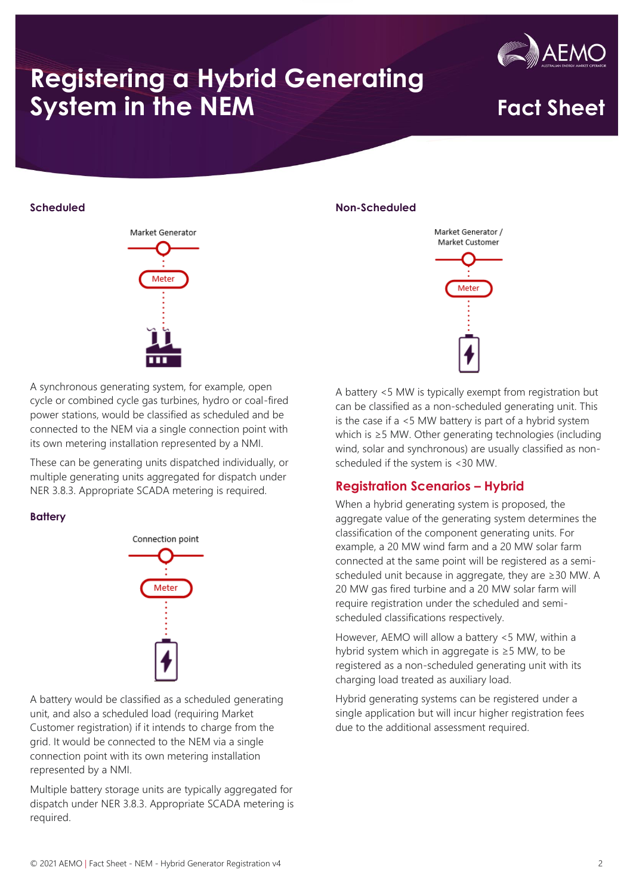# Registering a Hybrid Generating System in the NEM

Fact Sheet

### Scheduled

Market Generator

Meter

A synchronous generating system, for example, open cycle or combined cycle gas turbines, hydro or coal-fired power stations, would be classified as scheduled and be connected to the NEM via a single connection point with its own metering installation represented by a NMI.

These can be generating units dispatched individually, or multiple generating units aggregated for dispatch under NER 3.8.3. Appropriate SCADA metering is required.

### Battery

Connection point

Meter

A battery would be classified as a scheduled generating unit, and also a scheduled load (requiring Market Customer registration) if it intends to charge from the grid. It would be connected to the NEM via a single connection point with its own metering installation represented by a NMI.

Multiple battery storage units are typically aggregated for dispatch under NER 3.8.3. Appropriate SCADA metering is required.

### Non-Scheduled

Market Generator / Market Customer

Meter

A battery <5 MW is typically exempt from registration but can be classified as a non-scheduled generating unit. This is the case if a <5 MW battery is part of a hybrid system which is ≥5 MW. Other generating technologies (including wind, solar and synchronous) are usually classified as non-scheduled if the system is <30 MW.

## Registration Scenarios – Hybrid

When a hybrid generating system is proposed, the aggregate value of the generating system determines the classification of the component generating units. For example, a 20 MW wind farm and a 20 MW solar farm connected at the same point will be registered as a semi-scheduled unit because in aggregate, they are ≥30 MW. A 20 MW gas fired turbine and a 20 MW solar farm will require registration under the scheduled and semi-scheduled classifications respectively.

However, AEMO will allow a battery <5 MW, within a hybrid system which in aggregate is ≥5 MW, to be registered as a non-scheduled generating unit with its charging load treated as auxiliary load.

Hybrid generating systems can be registered under a single application but will incur higher registration fees due to the additional assessment required.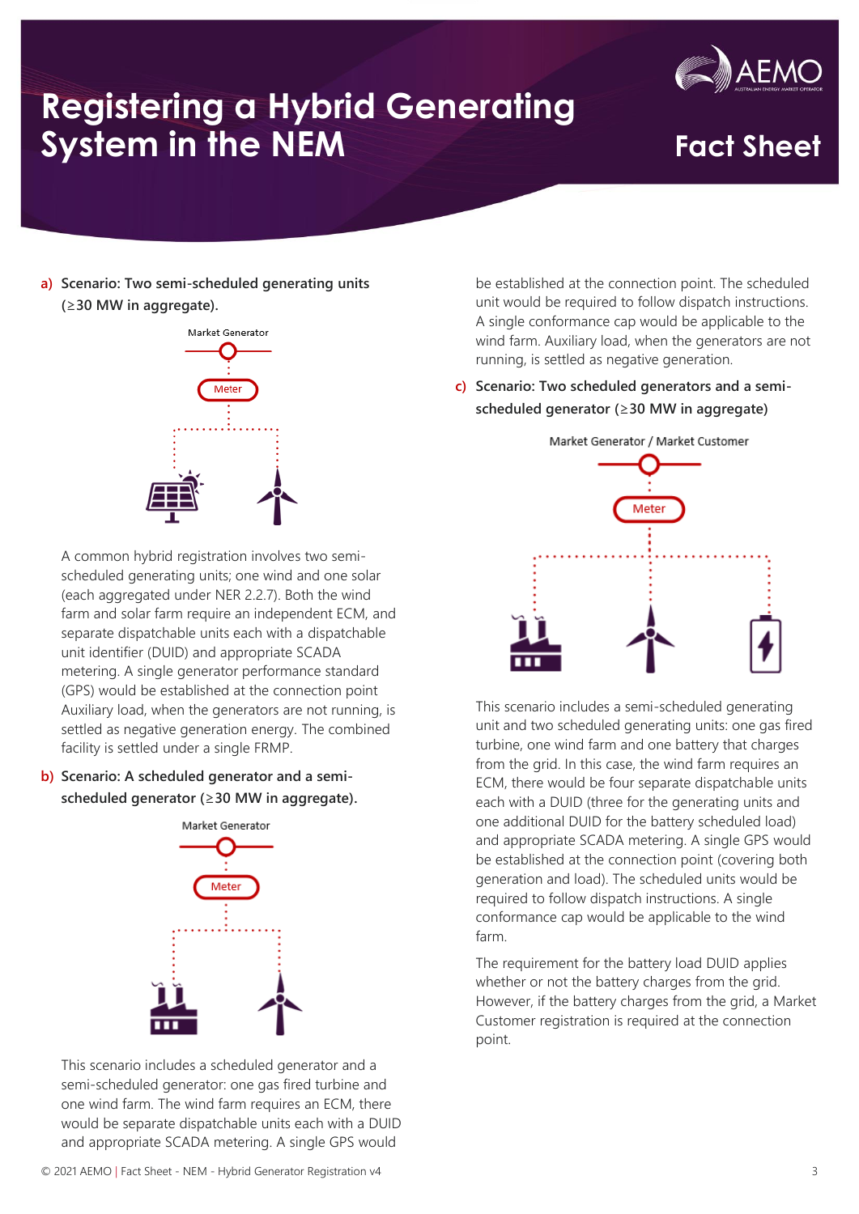a) **Scenario: Two semi-scheduled generating units (≥30 MW in aggregate).**

Market Generator

Meter

A common hybrid registration involves two semi-scheduled generating units; one wind and one solar (each aggregated under NER 2.2.7). Both the wind farm and solar farm require an independent ECM, and separate dispatchable units each with a dispatchable unit identifier (DUID) and appropriate SCADA metering. A single generator performance standard (GPS) would be established at the connection point Auxiliary load, when the generators are not running, is settled as negative generation energy. The combined facility is settled under a single FRMP.

b) **Scenario: A scheduled generator and a semi-scheduled generator (≥30 MW in aggregate).**

Market Generator

Meter

This scenario includes a scheduled generator and a semi-scheduled generator: one gas fired turbine and one wind farm. The wind farm requires an ECM, there would be separate dispatchable units each with a DUID and appropriate SCADA metering. A single GPS would be established at the connection point. The scheduled unit would be required to follow dispatch instructions. A single conformance cap would be applicable to the wind farm. Auxiliary load, when the generators are not running, is settled as negative generation.

c) **Scenario: Two scheduled generators and a semi-scheduled generator (≥30 MW in aggregate)**

Market Generator / Market Customer

Meter

This scenario includes a semi-scheduled generating unit and two scheduled generating units: one gas fired turbine, one wind farm and one battery that charges from the grid. In this case, the wind farm requires an ECM, there would be four separate dispatchable units each with a DUID (three for the generating units and one additional DUID for the battery scheduled load) and appropriate SCADA metering. A single GPS would be established at the connection point (covering both generation and load). The scheduled units would be required to follow dispatch instructions. A single conformance cap would be applicable to the wind farm.

The requirement for the battery load DUID applies whether or not the battery charges from the grid. However, if the battery charges from the grid, a Market Customer registration is required at the connection point.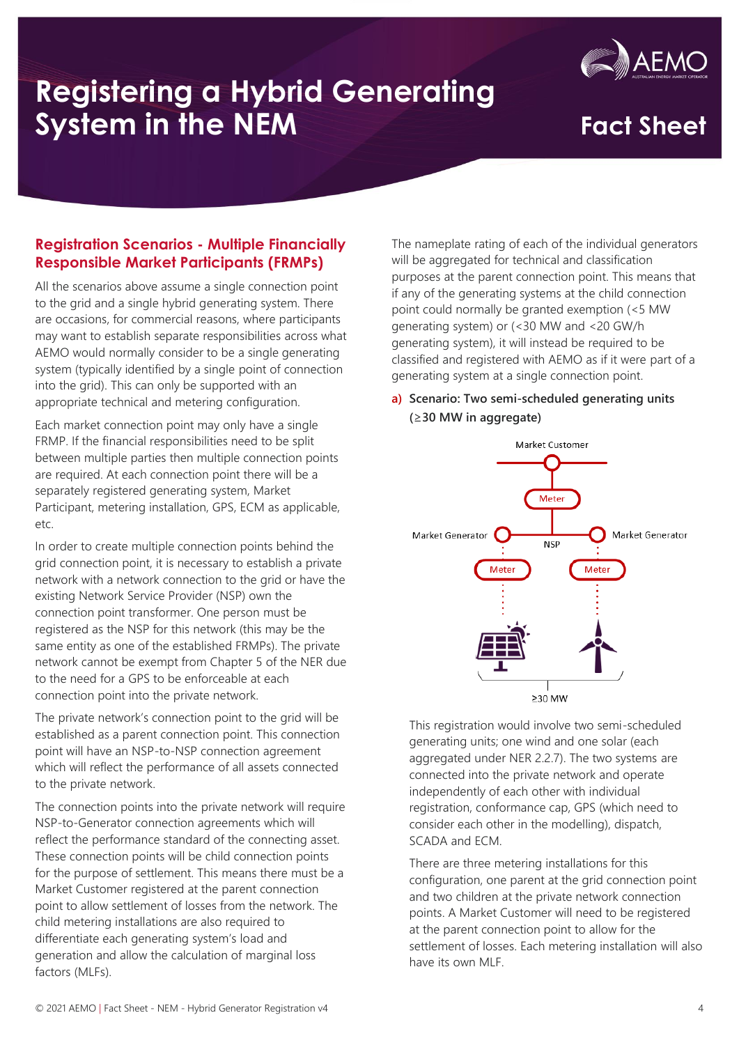Registering a Hybrid Generating System in the NEM

Fact Sheet

## Registration Scenarios - Multiple Financially Responsible Market Participants (FRMPs)

All the scenarios above assume a single connection point to the grid and a single hybrid generating system. There are occasions, for commercial reasons, where participants may want to establish separate responsibilities across what AEMO would normally consider to be a single generating system (typically identified by a single point of connection into the grid). This can only be supported with an appropriate technical and metering configuration.

Each market connection point may only have a single FRMP. If the financial responsibilities need to be split between multiple parties then multiple connection points are required. At each connection point there will be a separately registered generating system, Market Participant, metering installation, GPS, ECM as applicable, etc.

In order to create multiple connection points behind the grid connection point, it is necessary to establish a private network with a network connection to the grid or have the existing Network Service Provider (NSP) own the connection point transformer. One person must be registered as the NSP for this network (this may be the same entity as one of the established FRMPs). The private network cannot be exempt from Chapter 5 of the NER due to the need for a GPS to be enforceable at each connection point into the private network.

The private network's connection point to the grid will be established as a parent connection point. This connection point will have an NSP-to-NSP connection agreement which will reflect the performance of all assets connected to the private network.

The connection points into the private network will require NSP-to-Generator connection agreements which will reflect the performance standard of the connecting asset. These connection points will be child connection points for the purpose of settlement. This means there must be a Market Customer registered at the parent connection point to allow settlement of losses from the network. The child metering installations are also required to differentiate each generating system's load and generation and allow the calculation of marginal loss factors (MLFs).

The nameplate rating of each of the individual generators will be aggregated for technical and classification purposes at the parent connection point. This means that if any of the generating systems at the child connection point could normally be granted exemption (<5 MW generating system) or (<30 MW and <20 GW/h generating system), it will instead be required to be classified and registered with AEMO as if it were part of a generating system at a single connection point.

**a) Scenario: Two semi-scheduled generating units (≥30 MW in aggregate)**

Market Customer

Meter

Market Generator — NSP — Market Generator

Meter — Meter

≥30 MW

This registration would involve two semi-scheduled generating units; one wind and one solar (each aggregated under NER 2.2.7). The two systems are connected into the private network and operate independently of each other with individual registration, conformance cap, GPS (which need to consider each other in the modelling), dispatch, SCADA and ECM.

There are three metering installations for this configuration, one parent at the grid connection point and two children at the private network connection points. A Market Customer will need to be registered at the parent connection point to allow for the settlement of losses. Each metering installation will also have its own MLF.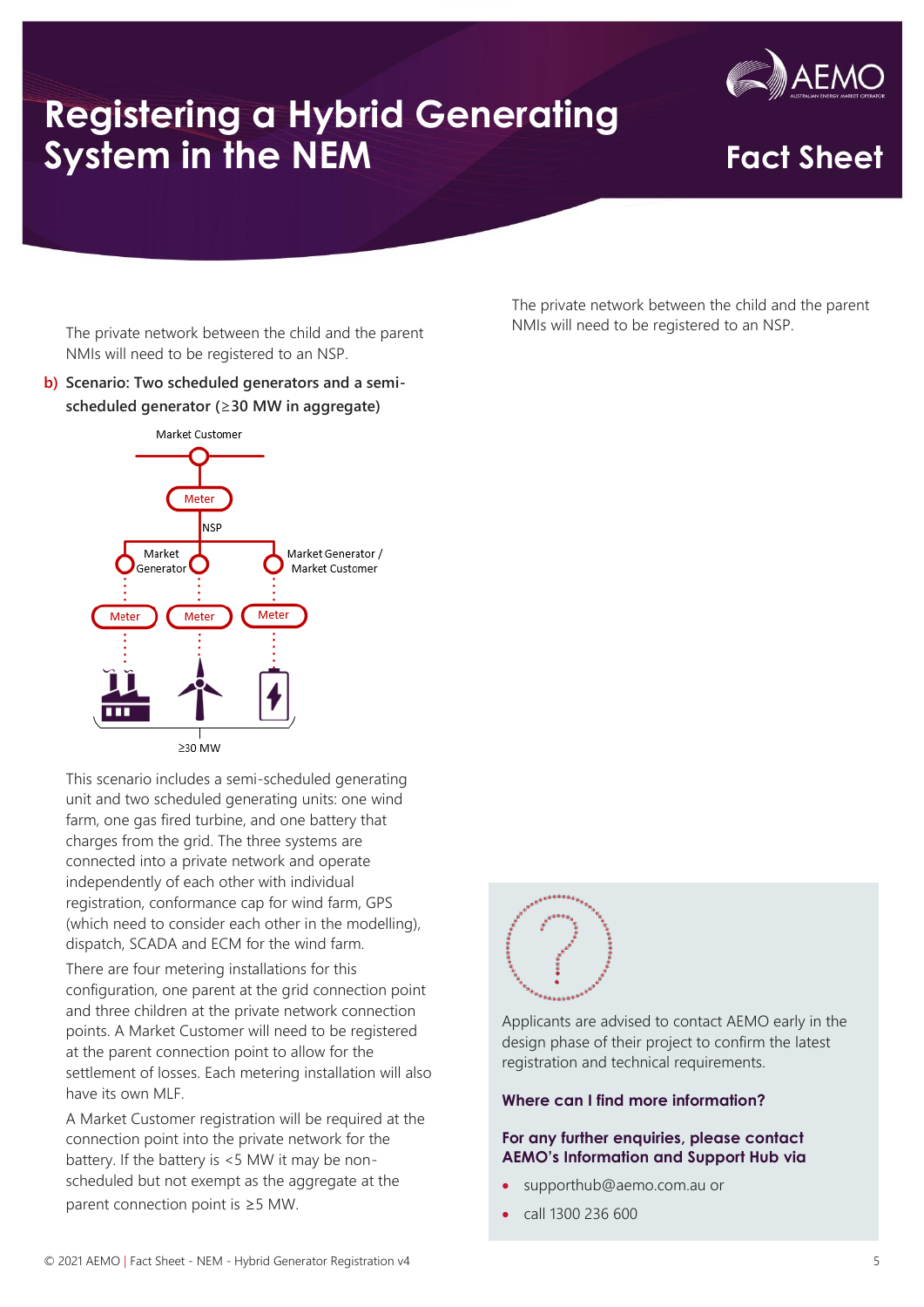# Registering a Hybrid Generating System in the NEM

## Fact Sheet

The private network between the child and the parent NMIs will need to be registered to an NSP.

**b) Scenario: Two scheduled generators and a semi-scheduled generator (≥30 MW in aggregate)**

Market Customer

Meter

NSP

Market Generator

Market Generator / Market Customer

Meter

Meter

Meter

≥30 MW

This scenario includes a semi-scheduled generating unit and two scheduled generating units: one wind farm, one gas fired turbine, and one battery that charges from the grid. The three systems are connected into a private network and operate independently of each other with individual registration, conformance cap for wind farm, GPS (which need to consider each other in the modelling), dispatch, SCADA and ECM for the wind farm.

There are four metering installations for this configuration, one parent at the grid connection point and three children at the private network connection points. A Market Customer will need to be registered at the parent connection point to allow for the settlement of losses. Each metering installation will also have its own MLF.

A Market Customer registration will be required at the connection point into the private network for the battery. If the battery is <5 MW it may be non-scheduled but not exempt as the aggregate at the parent connection point is ≥5 MW.

The private network between the child and the parent NMIs will need to be registered to an NSP.

Applicants are advised to contact AEMO early in the design phase of their project to confirm the latest registration and technical requirements.

**Where can I find more information?**

**For any further enquiries, please contact AEMO's Information and Support Hub via**

- supporthub@aemo.com.au or
- call 1300 236 600